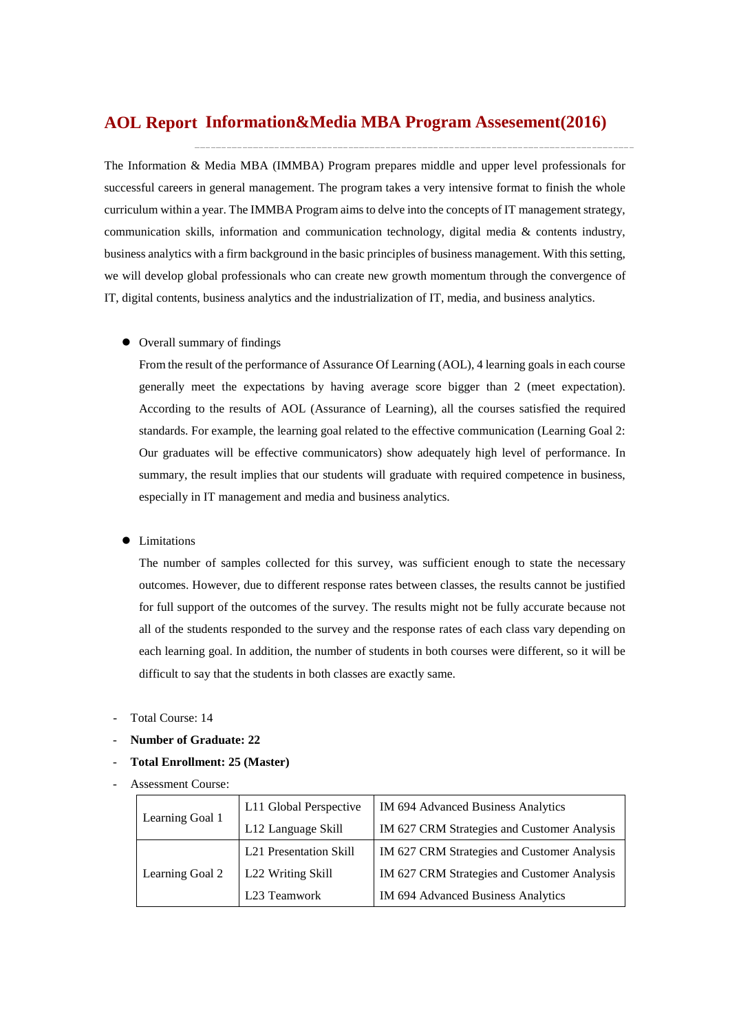# AOL Report Information&Media MBA Program Assesement(2016)

The Information & Media MBA (IMMBA) Program prepares middle and upper level professionals for successful careers in general management. The program takes a very intensive format to finish the whole curriculum within a year. The IMMBA Program aims to delve into the concepts of IT management strategy, communication skills, information and communication technology, digital media & contents industry, business analytics with a firm background in the basic principles of business management. With this setting, we will develop global professionals who can create new growth momentum through the convergence of IT, digital contents, business analytics and the industrialization of IT, media, and business analytics.

- Overall summary of findings

  From the result of the performance of Assurance Of Learning (AOL), 4 learning goals in each course generally meet the expectations by having average score bigger than 2 (meet expectation). According to the results of AOL (Assurance of Learning), all the courses satisfied the required standards. For example, the learning goal related to the effective communication (Learning Goal 2: Our graduates will be effective communicators) show adequately high level of performance. In summary, the result implies that our students will graduate with required competence in business, especially in IT management and media and business analytics.

- Limitations

  The number of samples collected for this survey, was sufficient enough to state the necessary outcomes. However, due to different response rates between classes, the results cannot be justified for full support of the outcomes of the survey. The results might not be fully accurate because not all of the students responded to the survey and the response rates of each class vary depending on each learning goal. In addition, the number of students in both courses were different, so it will be difficult to say that the students in both classes are exactly same.

- Total Course: 14
- **Number of Graduate: 22**
- **Total Enrollment: 25 (Master)**
- Assessment Course:

| | | |
|---|---|---|
| Learning Goal 1 | L11 Global Perspective | IM 694 Advanced Business Analytics |
| | L12 Language Skill | IM 627 CRM Strategies and Customer Analysis |
| Learning Goal 2 | L21 Presentation Skill | IM 627 CRM Strategies and Customer Analysis |
| | L22 Writing Skill | IM 627 CRM Strategies and Customer Analysis |
| | L23 Teamwork | IM 694 Advanced Business Analytics |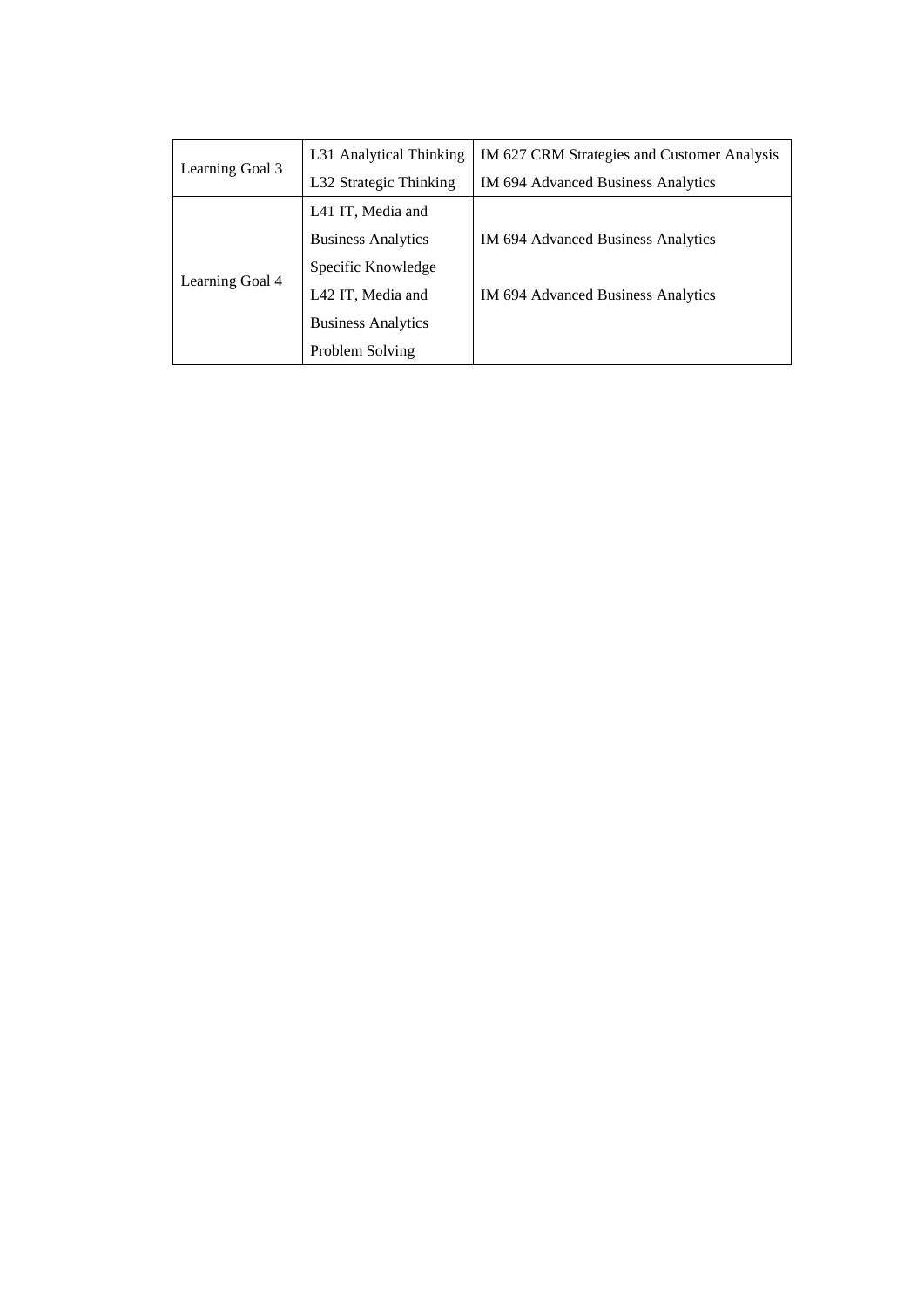| | | |
|---|---|---|
| Learning Goal 3 | L31 Analytical Thinking | IM 627 CRM Strategies and Customer Analysis |
| | L32 Strategic Thinking | IM 694 Advanced Business Analytics |
| Learning Goal 4 | L41 IT, Media and Business Analytics Specific Knowledge | IM 694 Advanced Business Analytics |
| | L42 IT, Media and Business Analytics Problem Solving | IM 694 Advanced Business Analytics |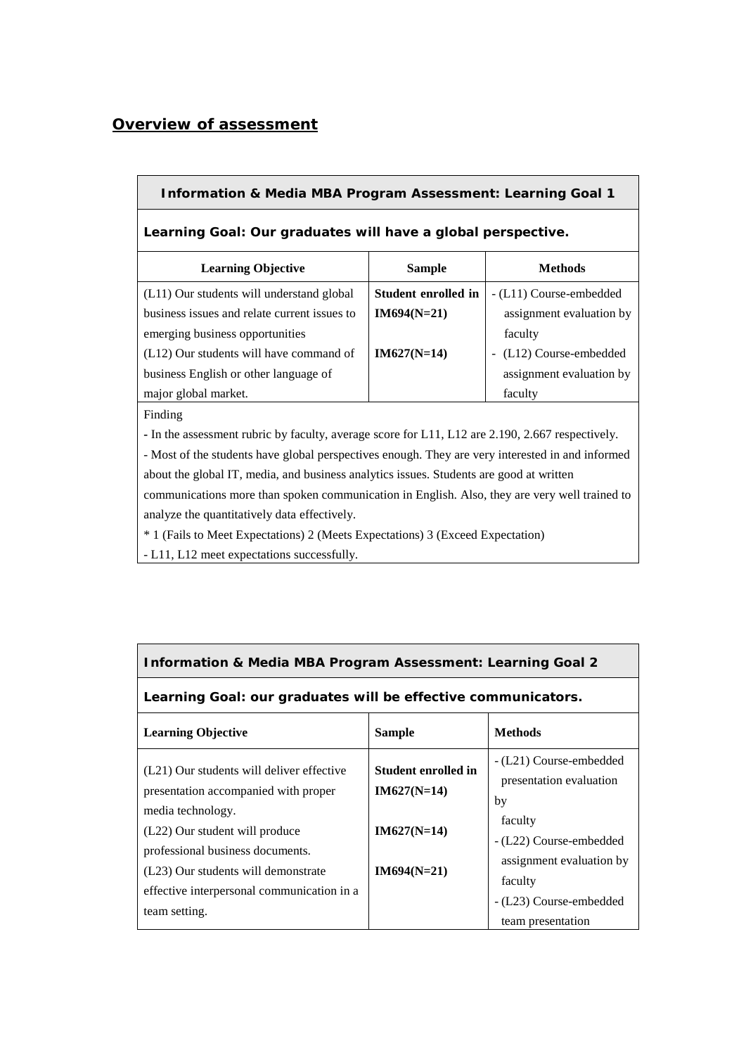## Overview of assessment

| Information & Media MBA Program Assessment: Learning Goal 1 | | |
|---|---|---|
| **Learning Goal: Our graduates will have a global perspective.** | | |
| **Learning Objective** | **Sample** | **Methods** |
| (L11) Our students will understand global business issues and relate current issues to emerging business opportunities<br>(L12) Our students will have command of business English or other language of major global market. | **Student enrolled in IM694(N=21)**<br><br>**IM627(N=14)** | - (L11) Course-embedded assignment evaluation by faculty<br>- (L12) Course-embedded assignment evaluation by faculty |
| Finding<br>- In the assessment rubric by faculty, average score for L11, L12 are 2.190, 2.667 respectively.<br>- Most of the students have global perspectives enough. They are very interested in and informed about the global IT, media, and business analytics issues. Students are good at written communications more than spoken communication in English. Also, they are very well trained to analyze the quantitatively data effectively.<br>* 1 (Fails to Meet Expectations) 2 (Meets Expectations) 3 (Exceed Expectation)<br>- L11, L12 meet expectations successfully. | | |

| Information & Media MBA Program Assessment: Learning Goal 2 | | |
|---|---|---|
| **Learning Goal: our graduates will be effective communicators.** | | |
| **Learning Objective** | **Sample** | **Methods** |
| (L21) Our students will deliver effective presentation accompanied with proper media technology.<br>(L22) Our student will produce professional business documents.<br>(L23) Our students will demonstrate effective interpersonal communication in a team setting. | **Student enrolled in IM627(N=14)**<br><br>**IM627(N=14)**<br><br>**IM694(N=21)** | - (L21) Course-embedded presentation evaluation by faculty<br>- (L22) Course-embedded assignment evaluation by faculty<br>- (L23) Course-embedded team presentation |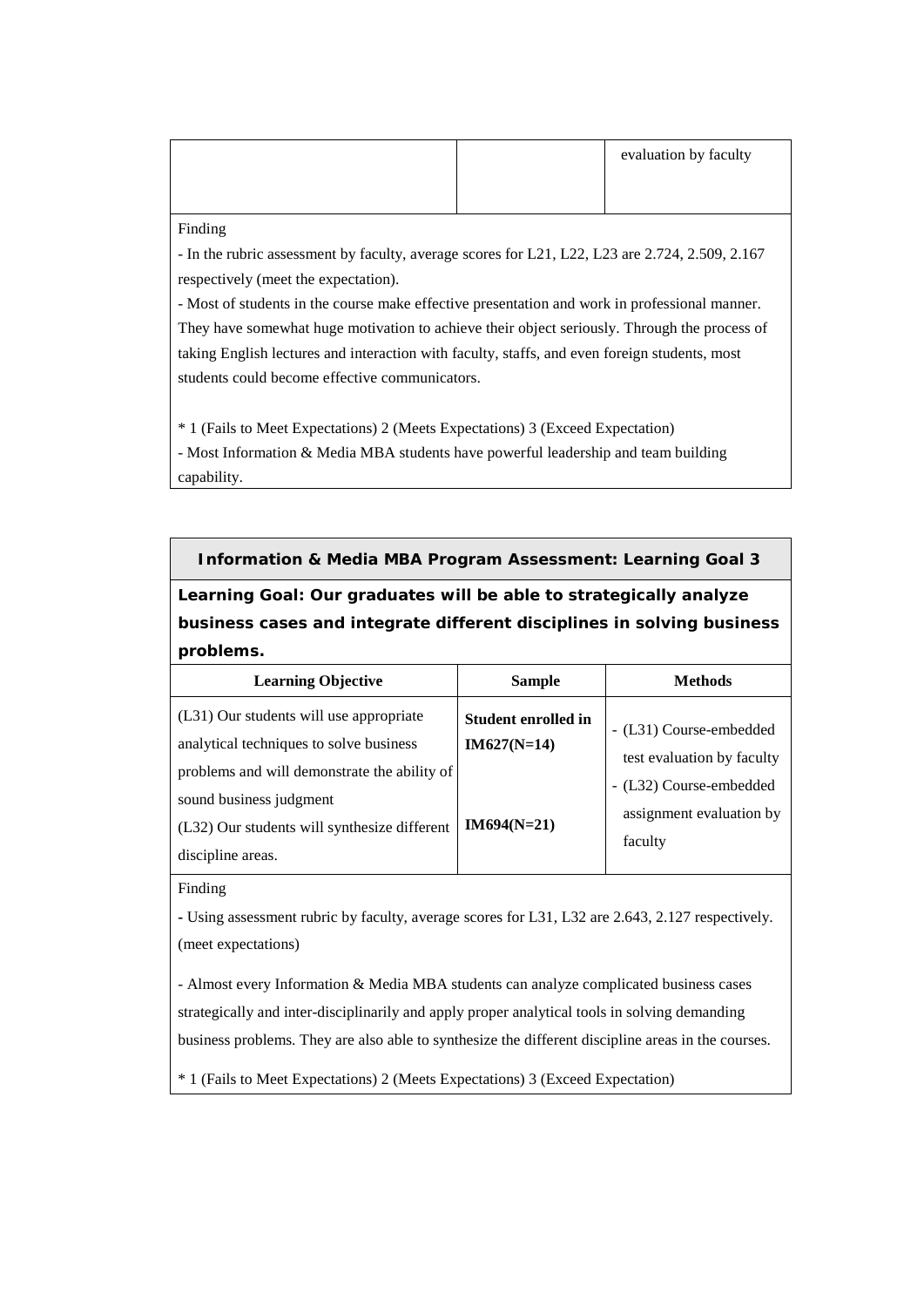| | | evaluation by faculty |
|---|---|---|

Finding

- In the rubric assessment by faculty, average scores for L21, L22, L23 are 2.724, 2.509, 2.167 respectively (meet the expectation).
- Most of students in the course make effective presentation and work in professional manner. They have somewhat huge motivation to achieve their object seriously. Through the process of taking English lectures and interaction with faculty, staffs, and even foreign students, most students could become effective communicators.

* 1 (Fails to Meet Expectations) 2 (Meets Expectations) 3 (Exceed Expectation)

- Most Information & Media MBA students have powerful leadership and team building capability.

**Information & Media MBA Program Assessment: Learning Goal 3**

**Learning Goal: Our graduates will be able to strategically analyze business cases and integrate different disciplines in solving business problems.**

| Learning Objective | Sample | Methods |
|---|---|---|
| (L31) Our students will use appropriate analytical techniques to solve business problems and will demonstrate the ability of sound business judgment<br>(L32) Our students will synthesize different discipline areas. | **Student enrolled in IM627(N=14)**<br><br>**IM694(N=21)** | - (L31) Course-embedded test evaluation by faculty<br>- (L32) Course-embedded assignment evaluation by faculty |

Finding

- Using assessment rubric by faculty, average scores for L31, L32 are 2.643, 2.127 respectively. (meet expectations)

- Almost every Information & Media MBA students can analyze complicated business cases strategically and inter-disciplinarily and apply proper analytical tools in solving demanding business problems. They are also able to synthesize the different discipline areas in the courses.

* 1 (Fails to Meet Expectations) 2 (Meets Expectations) 3 (Exceed Expectation)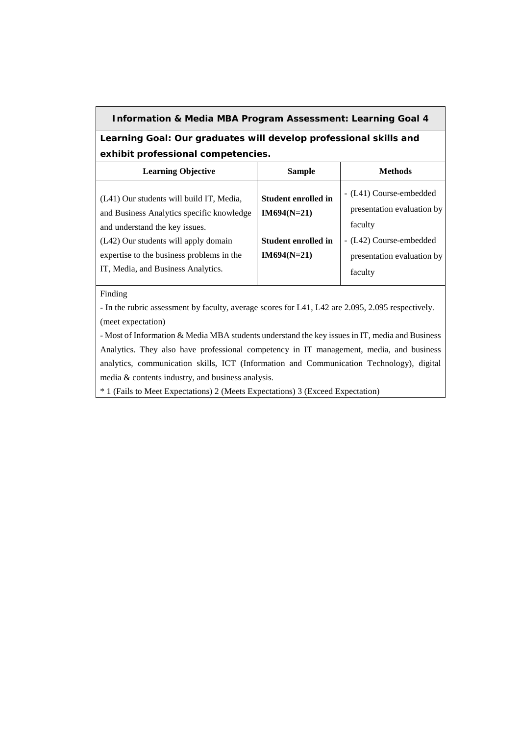| Information & Media MBA Program Assessment: Learning Goal 4 | | |
|---|---|---|
| **Learning Goal: Our graduates will develop professional skills and exhibit professional competencies.** | | |
| **Learning Objective** | **Sample** | **Methods** |
| (L41) Our students will build IT, Media, and Business Analytics specific knowledge and understand the key issues.<br>(L42) Our students will apply domain expertise to the business problems in the IT, Media, and Business Analytics. | **Student enrolled in IM694(N=21)**<br><br>**Student enrolled in IM694(N=21)** | - (L41) Course-embedded presentation evaluation by faculty<br>- (L42) Course-embedded presentation evaluation by faculty |
| Finding<br>- In the rubric assessment by faculty, average scores for L41, L42 are 2.095, 2.095 respectively. (meet expectation)<br>- Most of Information & Media MBA students understand the key issues in IT, media and Business Analytics. They also have professional competency in IT management, media, and business analytics, communication skills, ICT (Information and Communication Technology), digital media & contents industry, and business analysis.<br>* 1 (Fails to Meet Expectations) 2 (Meets Expectations) 3 (Exceed Expectation) | | |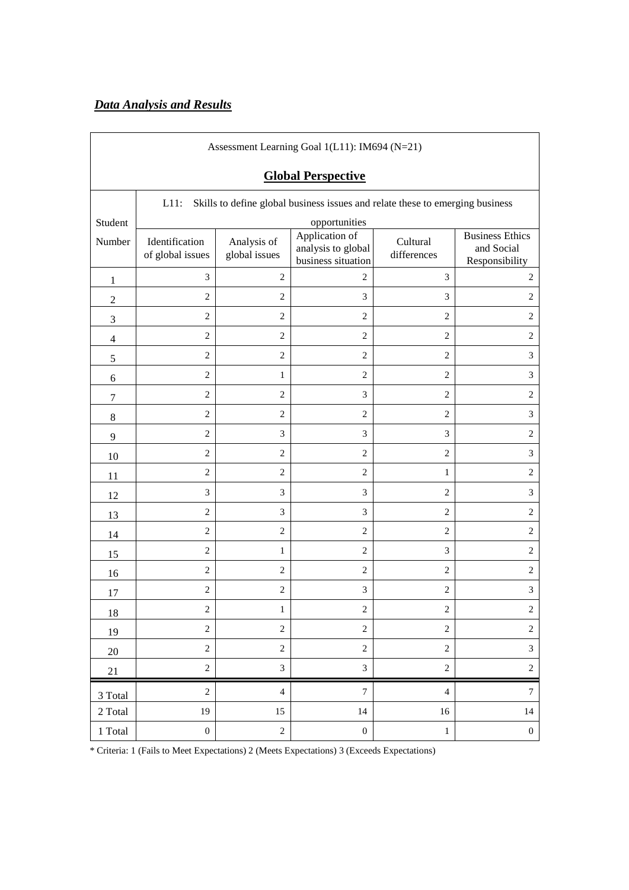***Data Analysis and Results***

| Assessment Learning Goal 1(L11): IM694 (N=21)<br><br>**Global Perspective** | | | | | |
|---|---|---|---|---|---|
| Student Number | L11: Skills to define global business issues and relate these to emerging business opportunities | | | | |
| | Identification of global issues | Analysis of global issues | Application of analysis to global business situation | Cultural differences | Business Ethics and Social Responsibility |
| 1 | 3 | 2 | 2 | 3 | 2 |
| 2 | 2 | 2 | 3 | 3 | 2 |
| 3 | 2 | 2 | 2 | 2 | 2 |
| 4 | 2 | 2 | 2 | 2 | 2 |
| 5 | 2 | 2 | 2 | 2 | 3 |
| 6 | 2 | 1 | 2 | 2 | 3 |
| 7 | 2 | 2 | 3 | 2 | 2 |
| 8 | 2 | 2 | 2 | 2 | 3 |
| 9 | 2 | 3 | 3 | 3 | 2 |
| 10 | 2 | 2 | 2 | 2 | 3 |
| 11 | 2 | 2 | 2 | 1 | 2 |
| 12 | 3 | 3 | 3 | 2 | 3 |
| 13 | 2 | 3 | 3 | 2 | 2 |
| 14 | 2 | 2 | 2 | 2 | 2 |
| 15 | 2 | 1 | 2 | 3 | 2 |
| 16 | 2 | 2 | 2 | 2 | 2 |
| 17 | 2 | 2 | 3 | 2 | 3 |
| 18 | 2 | 1 | 2 | 2 | 2 |
| 19 | 2 | 2 | 2 | 2 | 2 |
| 20 | 2 | 2 | 2 | 2 | 3 |
| 21 | 2 | 3 | 3 | 2 | 2 |
| 3 Total | 2 | 4 | 7 | 4 | 7 |
| 2 Total | 19 | 15 | 14 | 16 | 14 |
| 1 Total | 0 | 2 | 0 | 1 | 0 |

* Criteria: 1 (Fails to Meet Expectations) 2 (Meets Expectations) 3 (Exceeds Expectations)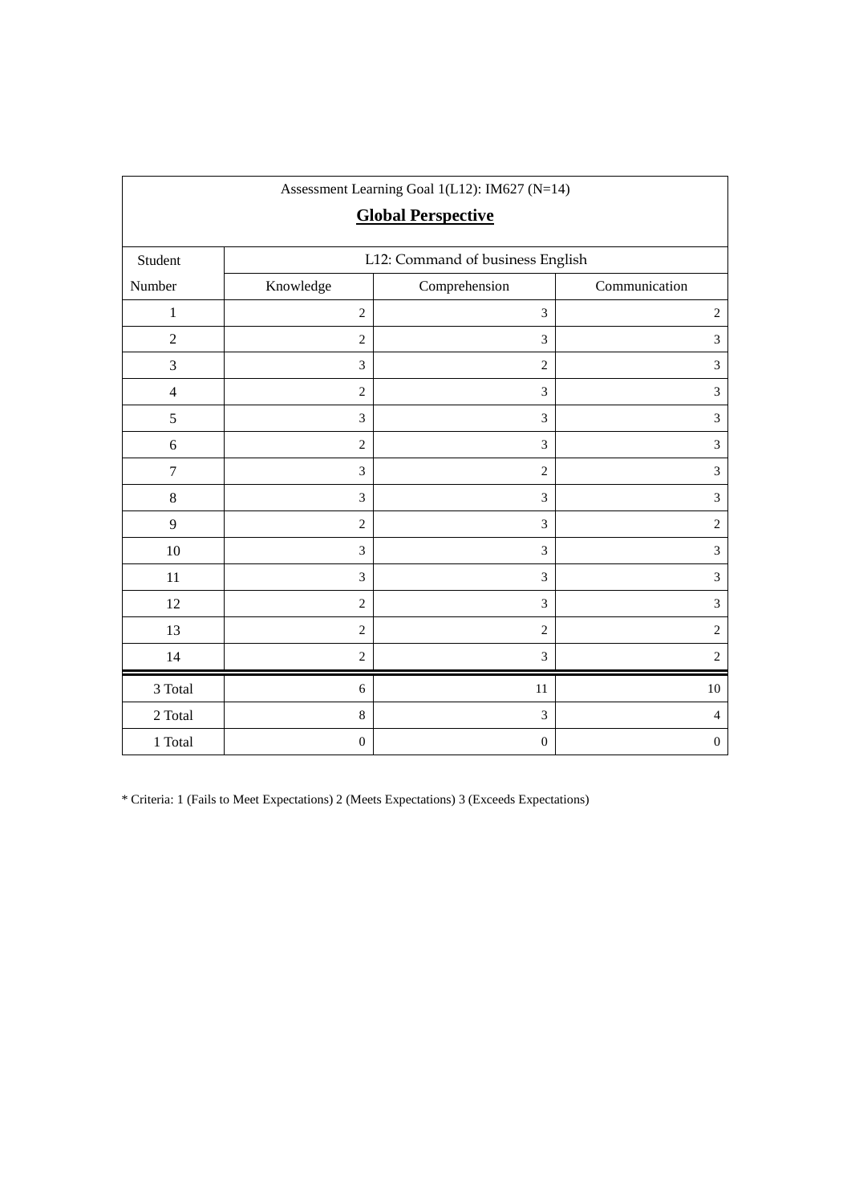Assessment Learning Goal 1(L12): IM627 (N=14)

**Global Perspective**

| Student | L12: Command of business English | | |
|---|---|---|---|
| Number | Knowledge | Comprehension | Communication |
| 1 | 2 | 3 | 2 |
| 2 | 2 | 3 | 3 |
| 3 | 3 | 2 | 3 |
| 4 | 2 | 3 | 3 |
| 5 | 3 | 3 | 3 |
| 6 | 2 | 3 | 3 |
| 7 | 3 | 2 | 3 |
| 8 | 3 | 3 | 3 |
| 9 | 2 | 3 | 2 |
| 10 | 3 | 3 | 3 |
| 11 | 3 | 3 | 3 |
| 12 | 2 | 3 | 3 |
| 13 | 2 | 2 | 2 |
| 14 | 2 | 3 | 2 |
| 3 Total | 6 | 11 | 10 |
| 2 Total | 8 | 3 | 4 |
| 1 Total | 0 | 0 | 0 |

* Criteria: 1 (Fails to Meet Expectations) 2 (Meets Expectations) 3 (Exceeds Expectations)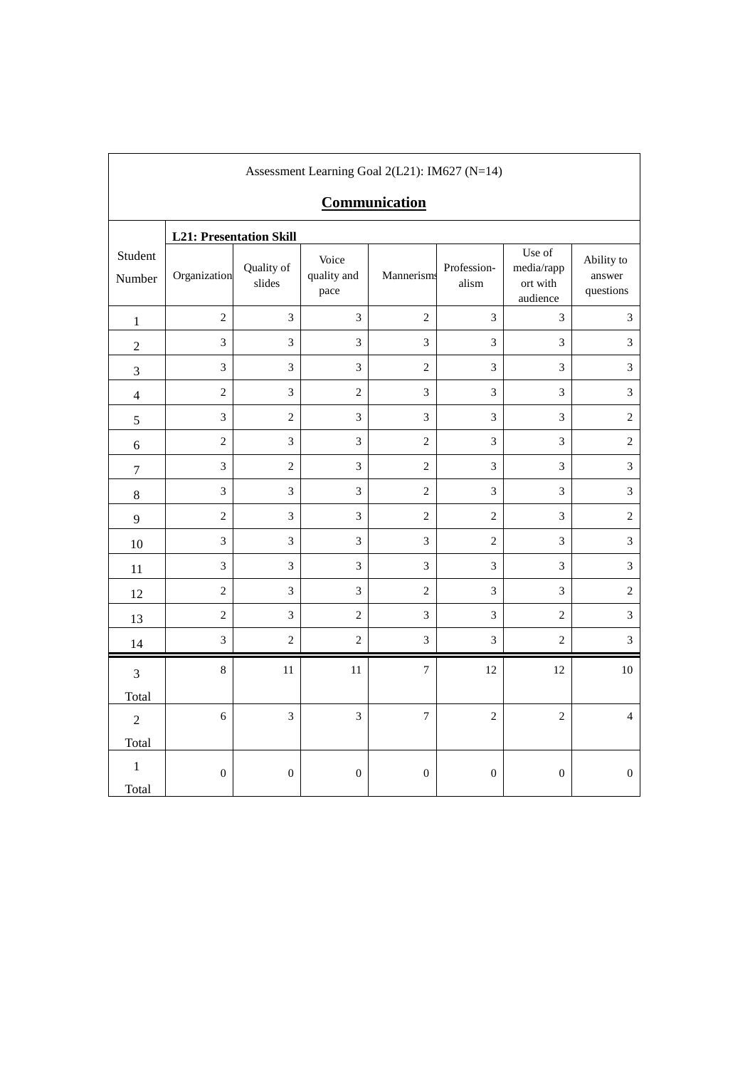Assessment Learning Goal 2(L21): IM627 (N=14)

**Communication**

| Student Number | L21: Presentation Skill | | | | | | |
|---|---|---|---|---|---|---|---|
| | Organization | Quality of slides | Voice quality and pace | Mannerisms | Profession-alism | Use of media/rapport with audience | Ability to answer questions |
| 1 | 2 | 3 | 3 | 2 | 3 | 3 | 3 |
| 2 | 3 | 3 | 3 | 3 | 3 | 3 | 3 |
| 3 | 3 | 3 | 3 | 2 | 3 | 3 | 3 |
| 4 | 2 | 3 | 2 | 3 | 3 | 3 | 3 |
| 5 | 3 | 2 | 3 | 3 | 3 | 3 | 2 |
| 6 | 2 | 3 | 3 | 2 | 3 | 3 | 2 |
| 7 | 3 | 2 | 3 | 2 | 3 | 3 | 3 |
| 8 | 3 | 3 | 3 | 2 | 3 | 3 | 3 |
| 9 | 2 | 3 | 3 | 2 | 2 | 3 | 2 |
| 10 | 3 | 3 | 3 | 3 | 2 | 3 | 3 |
| 11 | 3 | 3 | 3 | 3 | 3 | 3 | 3 |
| 12 | 2 | 3 | 3 | 2 | 3 | 3 | 2 |
| 13 | 2 | 3 | 2 | 3 | 3 | 2 | 3 |
| 14 | 3 | 2 | 2 | 3 | 3 | 2 | 3 |
| 3 Total | 8 | 11 | 11 | 7 | 12 | 12 | 10 |
| 2 Total | 6 | 3 | 3 | 7 | 2 | 2 | 4 |
| 1 Total | 0 | 0 | 0 | 0 | 0 | 0 | 0 |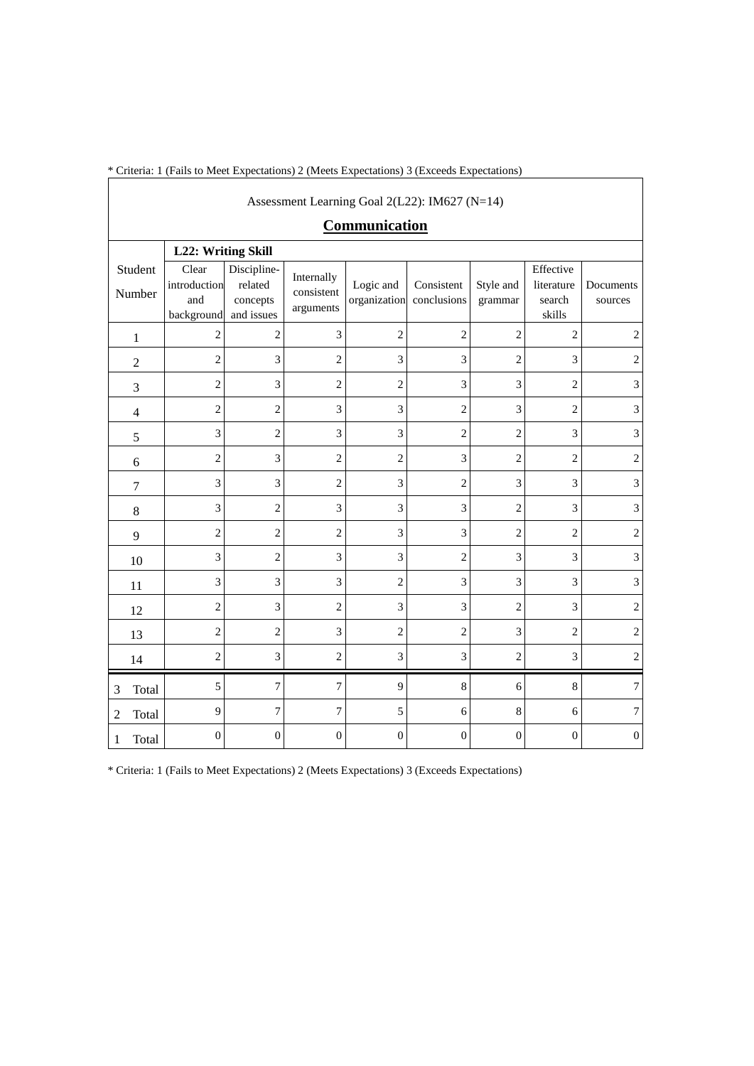* Criteria: 1 (Fails to Meet Expectations) 2 (Meets Expectations) 3 (Exceeds Expectations)

Assessment Learning Goal 2(L22): IM627 (N=14)

**Communication**

| Student Number | **L22: Writing Skill** | | | | | | | |
|---|---|---|---|---|---|---|---|---|
| | Clear introduction and background | Discipline-related concepts and issues | Internally consistent arguments | Logic and organization | Consistent conclusions | Style and grammar | Effective literature search skills | Documents sources |
| 1 | 2 | 2 | 3 | 2 | 2 | 2 | 2 | 2 |
| 2 | 2 | 3 | 2 | 3 | 3 | 2 | 3 | 2 |
| 3 | 2 | 3 | 2 | 2 | 3 | 3 | 2 | 3 |
| 4 | 2 | 2 | 3 | 3 | 2 | 3 | 2 | 3 |
| 5 | 3 | 2 | 3 | 3 | 2 | 2 | 3 | 3 |
| 6 | 2 | 3 | 2 | 2 | 3 | 2 | 2 | 2 |
| 7 | 3 | 3 | 2 | 3 | 2 | 3 | 3 | 3 |
| 8 | 3 | 2 | 3 | 3 | 3 | 2 | 3 | 3 |
| 9 | 2 | 2 | 2 | 3 | 3 | 2 | 2 | 2 |
| 10 | 3 | 2 | 3 | 3 | 2 | 3 | 3 | 3 |
| 11 | 3 | 3 | 3 | 2 | 3 | 3 | 3 | 3 |
| 12 | 2 | 3 | 2 | 3 | 3 | 2 | 3 | 2 |
| 13 | 2 | 2 | 3 | 2 | 2 | 3 | 2 | 2 |
| 14 | 2 | 3 | 2 | 3 | 3 | 2 | 3 | 2 |
| 3 Total | 5 | 7 | 7 | 9 | 8 | 6 | 8 | 7 |
| 2 Total | 9 | 7 | 7 | 5 | 6 | 8 | 6 | 7 |
| 1 Total | 0 | 0 | 0 | 0 | 0 | 0 | 0 | 0 |

* Criteria: 1 (Fails to Meet Expectations) 2 (Meets Expectations) 3 (Exceeds Expectations)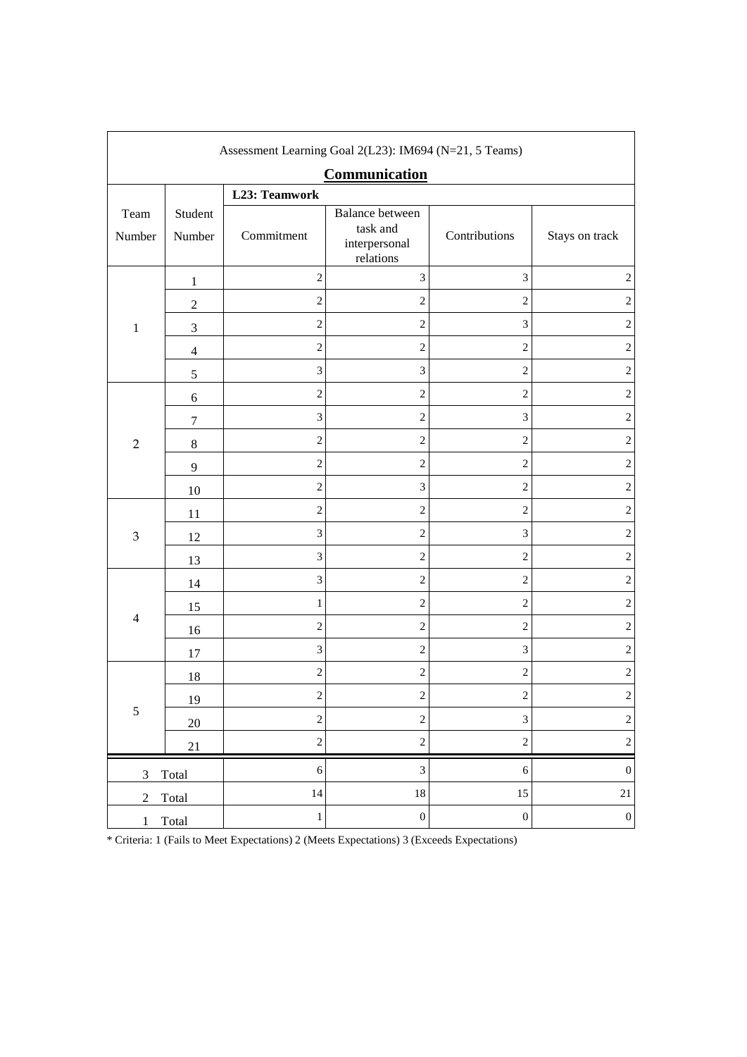Assessment Learning Goal 2(L23): IM694 (N=21, 5 Teams)

**Communication**

| Team Number | Student Number | L23: Teamwork | | | |
|---|---|---|---|---|---|
| | | Commitment | Balance between task and interpersonal relations | Contributions | Stays on track |
| 1 | 1 | 2 | 3 | 3 | 2 |
| | 2 | 2 | 2 | 2 | 2 |
| | 3 | 2 | 2 | 3 | 2 |
| | 4 | 2 | 2 | 2 | 2 |
| | 5 | 3 | 3 | 2 | 2 |
| 2 | 6 | 2 | 2 | 2 | 2 |
| | 7 | 3 | 2 | 3 | 2 |
| | 8 | 2 | 2 | 2 | 2 |
| | 9 | 2 | 2 | 2 | 2 |
| | 10 | 2 | 3 | 2 | 2 |
| 3 | 11 | 2 | 2 | 2 | 2 |
| | 12 | 3 | 2 | 3 | 2 |
| | 13 | 3 | 2 | 2 | 2 |
| 4 | 14 | 3 | 2 | 2 | 2 |
| | 15 | 1 | 2 | 2 | 2 |
| | 16 | 2 | 2 | 2 | 2 |
| | 17 | 3 | 2 | 3 | 2 |
| 5 | 18 | 2 | 2 | 2 | 2 |
| | 19 | 2 | 2 | 2 | 2 |
| | 20 | 2 | 2 | 3 | 2 |
| | 21 | 2 | 2 | 2 | 2 |
| 3 | Total | 6 | 3 | 6 | 0 |
| 2 | Total | 14 | 18 | 15 | 21 |
| 1 | Total | 1 | 0 | 0 | 0 |

* Criteria: 1 (Fails to Meet Expectations) 2 (Meets Expectations) 3 (Exceeds Expectations)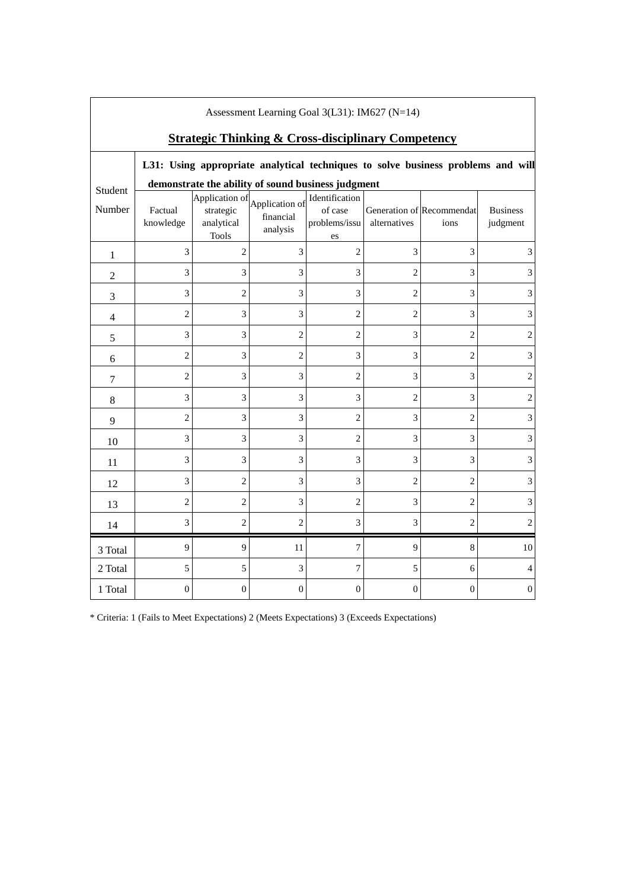Assessment Learning Goal 3(L31): IM627 (N=14)

## **Strategic Thinking & Cross-disciplinary Competency**

| Student Number | **L31: Using appropriate analytical techniques to solve business problems and will demonstrate the ability of sound business judgment** | | | | | | |
|---|---|---|---|---|---|---|---|
| | Factual knowledge | Application of strategic analytical Tools | Application of financial analysis | Identification of case problems/issues | Generation of alternatives | Recommendations | Business judgment |
| 1 | 3 | 2 | 3 | 2 | 3 | 3 | 3 |
| 2 | 3 | 3 | 3 | 3 | 2 | 3 | 3 |
| 3 | 3 | 2 | 3 | 3 | 2 | 3 | 3 |
| 4 | 2 | 3 | 3 | 2 | 2 | 3 | 3 |
| 5 | 3 | 3 | 2 | 2 | 3 | 2 | 2 |
| 6 | 2 | 3 | 2 | 3 | 3 | 2 | 3 |
| 7 | 2 | 3 | 3 | 2 | 3 | 3 | 2 |
| 8 | 3 | 3 | 3 | 3 | 2 | 3 | 2 |
| 9 | 2 | 3 | 3 | 2 | 3 | 2 | 3 |
| 10 | 3 | 3 | 3 | 2 | 3 | 3 | 3 |
| 11 | 3 | 3 | 3 | 3 | 3 | 3 | 3 |
| 12 | 3 | 2 | 3 | 3 | 2 | 2 | 3 |
| 13 | 2 | 2 | 3 | 2 | 3 | 2 | 3 |
| 14 | 3 | 2 | 2 | 3 | 3 | 2 | 2 |
| 3 Total | 9 | 9 | 11 | 7 | 9 | 8 | 10 |
| 2 Total | 5 | 5 | 3 | 7 | 5 | 6 | 4 |
| 1 Total | 0 | 0 | 0 | 0 | 0 | 0 | 0 |

* Criteria: 1 (Fails to Meet Expectations) 2 (Meets Expectations) 3 (Exceeds Expectations)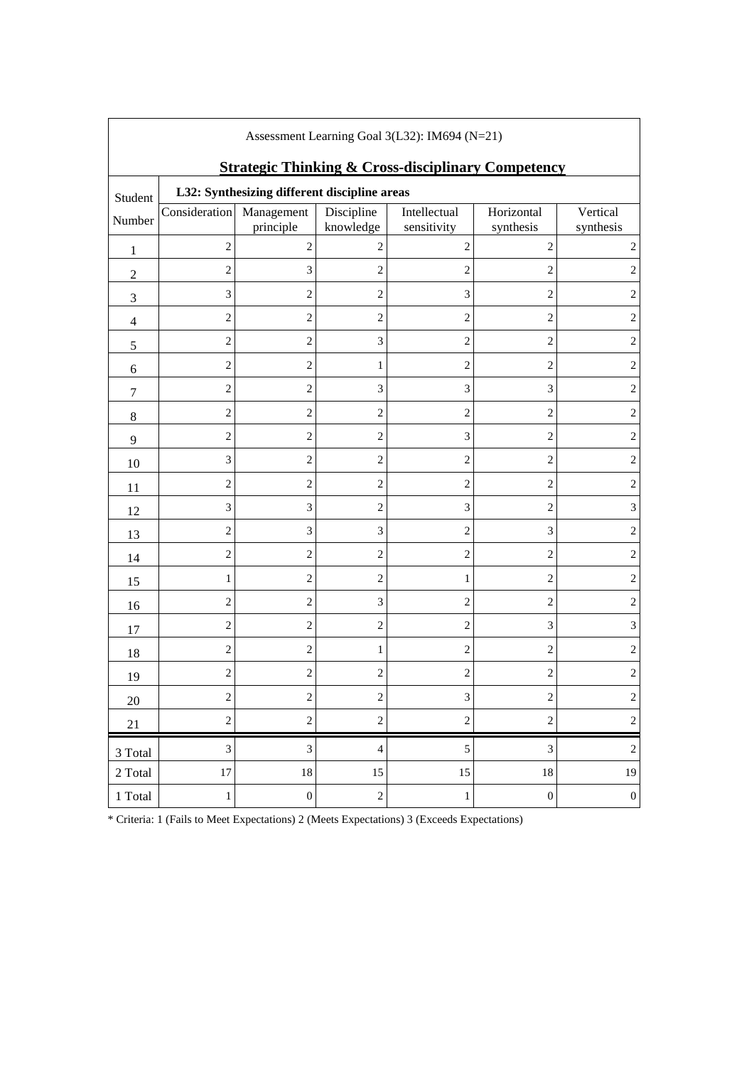Assessment Learning Goal 3(L32): IM694 (N=21)

## Strategic Thinking & Cross-disciplinary Competency

| Student Number | L32: Synthesizing different discipline areas | | | | | |
|---|---|---|---|---|---|---|
| | Consideration | Management principle | Discipline knowledge | Intellectual sensitivity | Horizontal synthesis | Vertical synthesis |
| 1 | 2 | 2 | 2 | 2 | 2 | 2 |
| 2 | 2 | 3 | 2 | 2 | 2 | 2 |
| 3 | 3 | 2 | 2 | 3 | 2 | 2 |
| 4 | 2 | 2 | 2 | 2 | 2 | 2 |
| 5 | 2 | 2 | 3 | 2 | 2 | 2 |
| 6 | 2 | 2 | 1 | 2 | 2 | 2 |
| 7 | 2 | 2 | 3 | 3 | 3 | 2 |
| 8 | 2 | 2 | 2 | 2 | 2 | 2 |
| 9 | 2 | 2 | 2 | 3 | 2 | 2 |
| 10 | 3 | 2 | 2 | 2 | 2 | 2 |
| 11 | 2 | 2 | 2 | 2 | 2 | 2 |
| 12 | 3 | 3 | 2 | 3 | 2 | 3 |
| 13 | 2 | 3 | 3 | 2 | 3 | 2 |
| 14 | 2 | 2 | 2 | 2 | 2 | 2 |
| 15 | 1 | 2 | 2 | 1 | 2 | 2 |
| 16 | 2 | 2 | 3 | 2 | 2 | 2 |
| 17 | 2 | 2 | 2 | 2 | 3 | 3 |
| 18 | 2 | 2 | 1 | 2 | 2 | 2 |
| 19 | 2 | 2 | 2 | 2 | 2 | 2 |
| 20 | 2 | 2 | 2 | 3 | 2 | 2 |
| 21 | 2 | 2 | 2 | 2 | 2 | 2 |
| 3 Total | 3 | 3 | 4 | 5 | 3 | 2 |
| 2 Total | 17 | 18 | 15 | 15 | 18 | 19 |
| 1 Total | 1 | 0 | 2 | 1 | 0 | 0 |

* Criteria: 1 (Fails to Meet Expectations) 2 (Meets Expectations) 3 (Exceeds Expectations)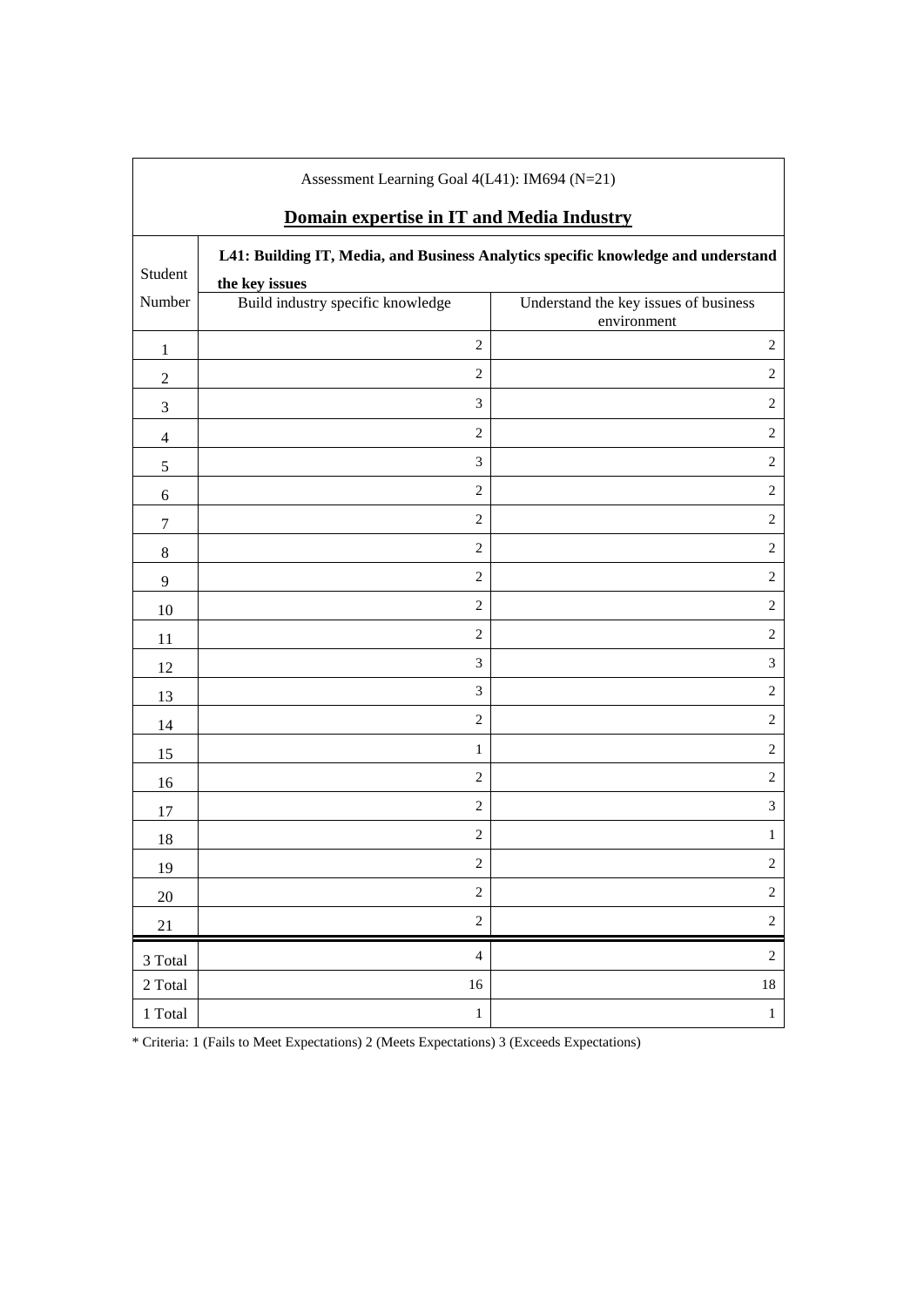Assessment Learning Goal 4(L41): IM694 (N=21)

## Domain expertise in IT and Media Industry

| Student Number | **L41: Building IT, Media, and Business Analytics specific knowledge and understand the key issues** | |
|---|---|---|
| | Build industry specific knowledge | Understand the key issues of business environment |
| 1 | 2 | 2 |
| 2 | 2 | 2 |
| 3 | 3 | 2 |
| 4 | 2 | 2 |
| 5 | 3 | 2 |
| 6 | 2 | 2 |
| 7 | 2 | 2 |
| 8 | 2 | 2 |
| 9 | 2 | 2 |
| 10 | 2 | 2 |
| 11 | 2 | 2 |
| 12 | 3 | 3 |
| 13 | 3 | 2 |
| 14 | 2 | 2 |
| 15 | 1 | 2 |
| 16 | 2 | 2 |
| 17 | 2 | 3 |
| 18 | 2 | 1 |
| 19 | 2 | 2 |
| 20 | 2 | 2 |
| 21 | 2 | 2 |
| 3 Total | 4 | 2 |
| 2 Total | 16 | 18 |
| 1 Total | 1 | 1 |

* Criteria: 1 (Fails to Meet Expectations) 2 (Meets Expectations) 3 (Exceeds Expectations)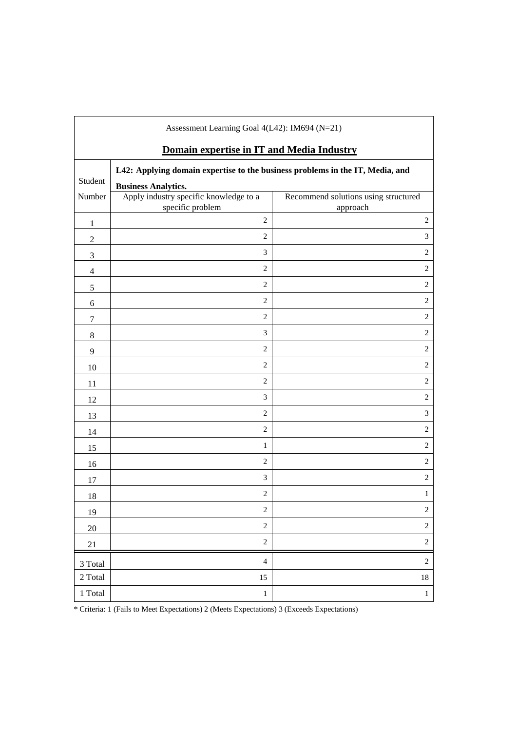| Assessment Learning Goal 4(L42): IM694 (N=21) | | |
|---|---|---|
| **Domain expertise in IT and Media Industry** | | |
| Student Number | **L42: Applying domain expertise to the business problems in the IT, Media, and Business Analytics.** | |
| | Apply industry specific knowledge to a specific problem | Recommend solutions using structured approach |
| 1 | 2 | 2 |
| 2 | 2 | 3 |
| 3 | 3 | 2 |
| 4 | 2 | 2 |
| 5 | 2 | 2 |
| 6 | 2 | 2 |
| 7 | 2 | 2 |
| 8 | 3 | 2 |
| 9 | 2 | 2 |
| 10 | 2 | 2 |
| 11 | 2 | 2 |
| 12 | 3 | 2 |
| 13 | 2 | 3 |
| 14 | 2 | 2 |
| 15 | 1 | 2 |
| 16 | 2 | 2 |
| 17 | 3 | 2 |
| 18 | 2 | 1 |
| 19 | 2 | 2 |
| 20 | 2 | 2 |
| 21 | 2 | 2 |
| 3 Total | 4 | 2 |
| 2 Total | 15 | 18 |
| 1 Total | 1 | 1 |

* Criteria: 1 (Fails to Meet Expectations) 2 (Meets Expectations) 3 (Exceeds Expectations)